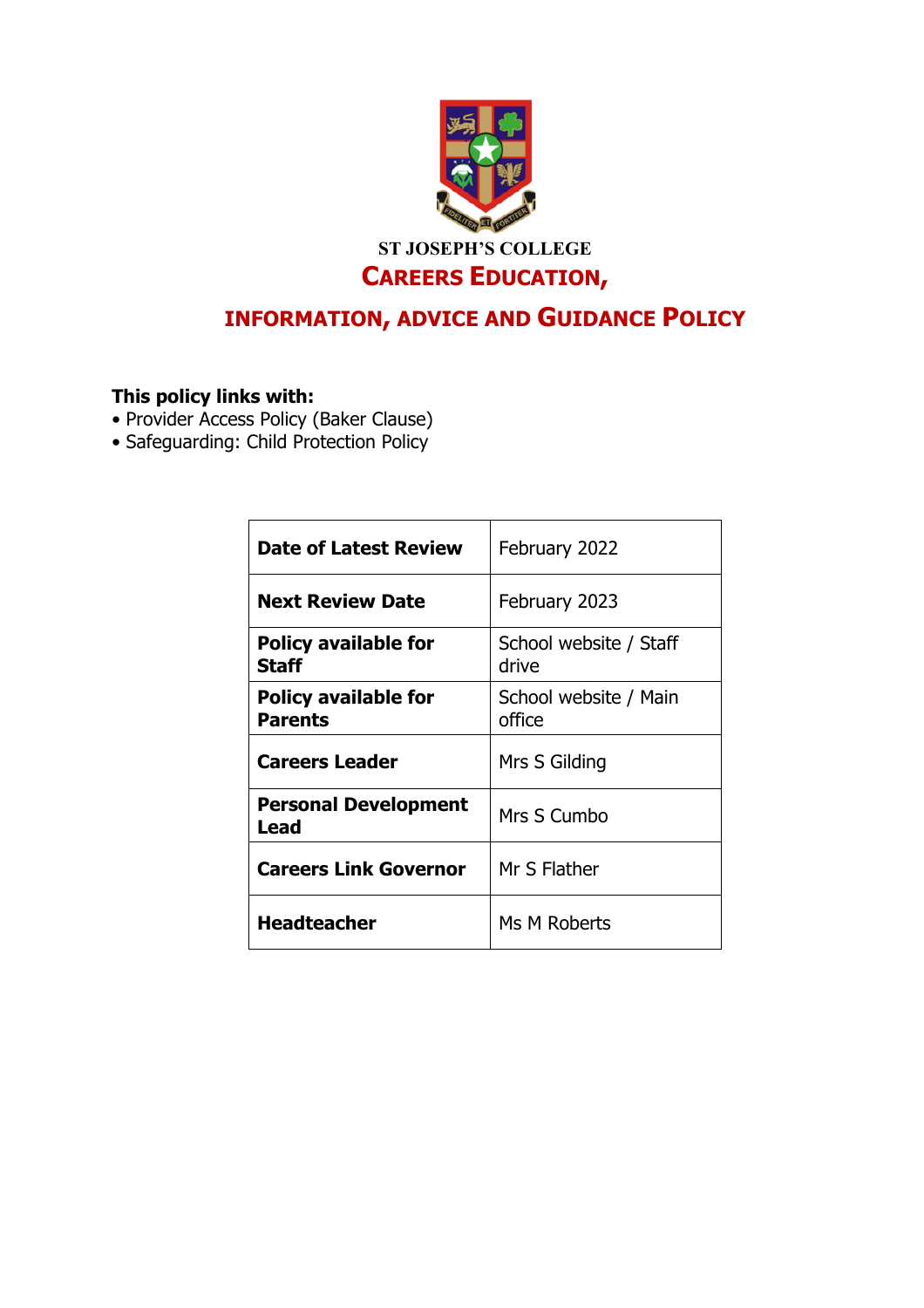**ST JOSEPH'S COLLEGE**

# CAREERS EDUCATION, INFORMATION, ADVICE AND GUIDANCE POLICY

**This policy links with:**

- Provider Access Policy (Baker Clause)
- Safeguarding: Child Protection Policy

| | |
|---|---|
| **Date of Latest Review** | February 2022 |
| **Next Review Date** | February 2023 |
| **Policy available for Staff** | School website / Staff drive |
| **Policy available for Parents** | School website / Main office |
| **Careers Leader** | Mrs S Gilding |
| **Personal Development Lead** | Mrs S Cumbo |
| **Careers Link Governor** | Mr S Flather |
| **Headteacher** | Ms M Roberts |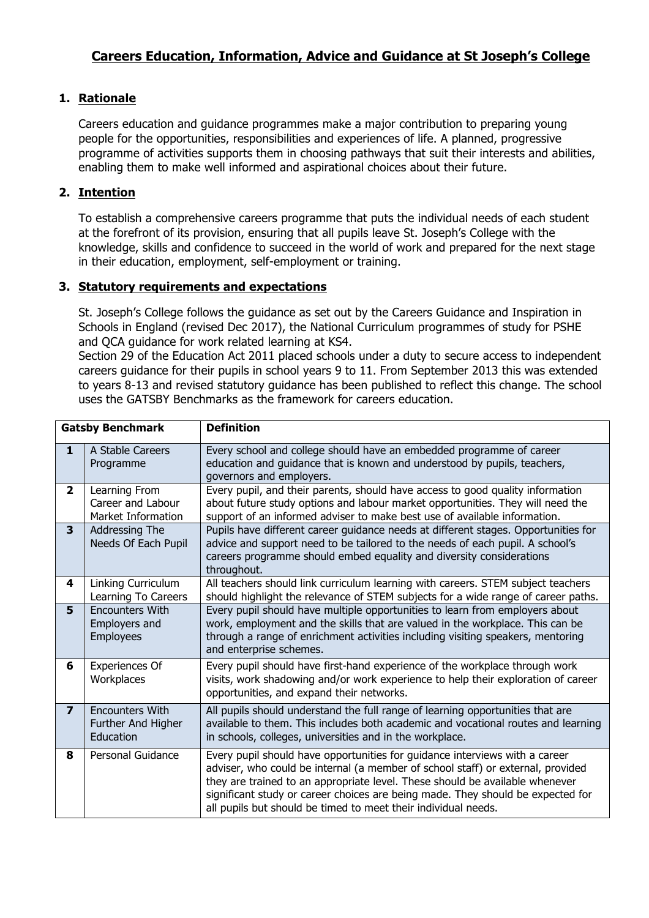## Careers Education, Information, Advice and Guidance at St Joseph's College

### 1. Rationale

Careers education and guidance programmes make a major contribution to preparing young people for the opportunities, responsibilities and experiences of life. A planned, progressive programme of activities supports them in choosing pathways that suit their interests and abilities, enabling them to make well informed and aspirational choices about their future.

### 2. Intention

To establish a comprehensive careers programme that puts the individual needs of each student at the forefront of its provision, ensuring that all pupils leave St. Joseph's College with the knowledge, skills and confidence to succeed in the world of work and prepared for the next stage in their education, employment, self-employment or training.

### 3. Statutory requirements and expectations

St. Joseph's College follows the guidance as set out by the Careers Guidance and Inspiration in Schools in England (revised Dec 2017), the National Curriculum programmes of study for PSHE and QCA guidance for work related learning at KS4.

Section 29 of the Education Act 2011 placed schools under a duty to secure access to independent careers guidance for their pupils in school years 9 to 11. From September 2013 this was extended to years 8-13 and revised statutory guidance has been published to reflect this change. The school uses the GATSBY Benchmarks as the framework for careers education.

| Gatsby Benchmark | | Definition |
|---|---|---|
| **1** | A Stable Careers Programme | Every school and college should have an embedded programme of career education and guidance that is known and understood by pupils, teachers, governors and employers. |
| **2** | Learning From Career and Labour Market Information | Every pupil, and their parents, should have access to good quality information about future study options and labour market opportunities. They will need the support of an informed adviser to make best use of available information. |
| **3** | Addressing The Needs Of Each Pupil | Pupils have different career guidance needs at different stages. Opportunities for advice and support need to be tailored to the needs of each pupil. A school's careers programme should embed equality and diversity considerations throughout. |
| **4** | Linking Curriculum Learning To Careers | All teachers should link curriculum learning with careers. STEM subject teachers should highlight the relevance of STEM subjects for a wide range of career paths. |
| **5** | Encounters With Employers and Employees | Every pupil should have multiple opportunities to learn from employers about work, employment and the skills that are valued in the workplace. This can be through a range of enrichment activities including visiting speakers, mentoring and enterprise schemes. |
| **6** | Experiences Of Workplaces | Every pupil should have first-hand experience of the workplace through work visits, work shadowing and/or work experience to help their exploration of career opportunities, and expand their networks. |
| **7** | Encounters With Further And Higher Education | All pupils should understand the full range of learning opportunities that are available to them. This includes both academic and vocational routes and learning in schools, colleges, universities and in the workplace. |
| **8** | Personal Guidance | Every pupil should have opportunities for guidance interviews with a career adviser, who could be internal (a member of school staff) or external, provided they are trained to an appropriate level. These should be available whenever significant study or career choices are being made. They should be expected for all pupils but should be timed to meet their individual needs. |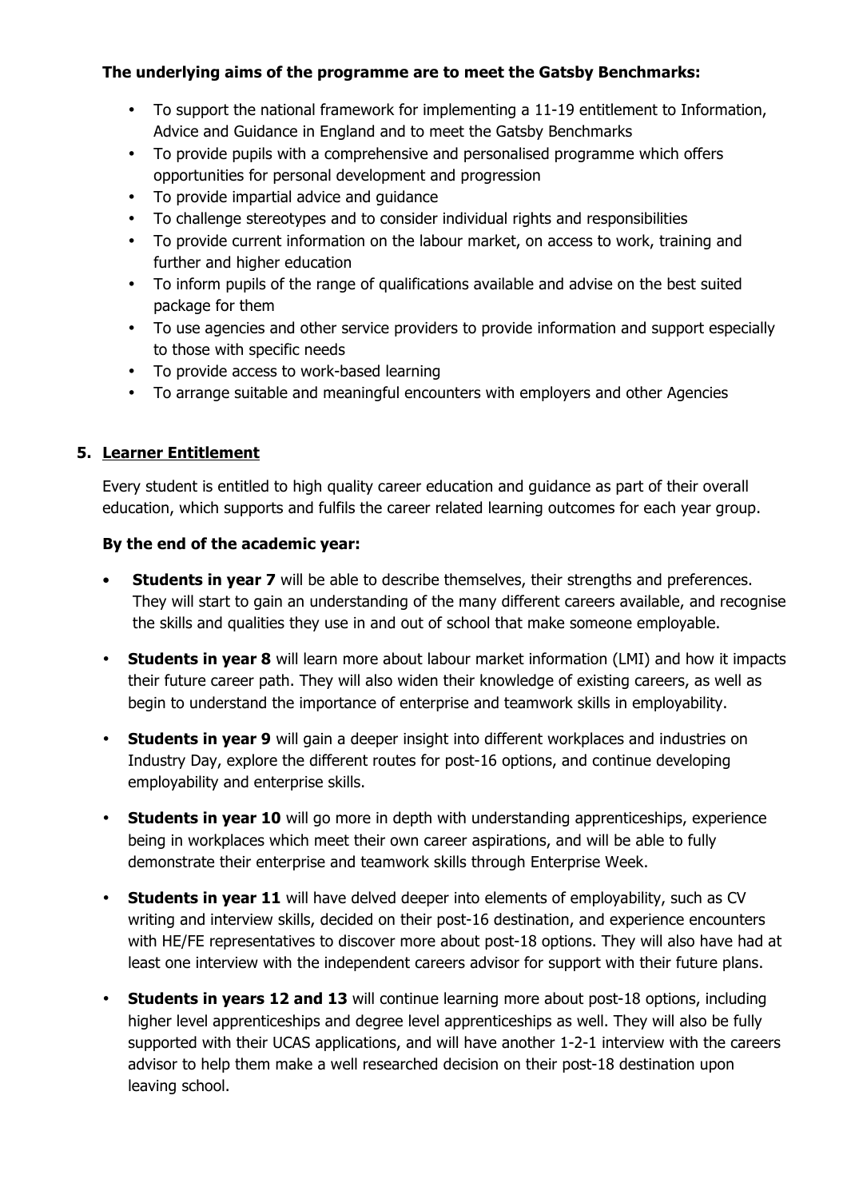**The underlying aims of the programme are to meet the Gatsby Benchmarks:**

- To support the national framework for implementing a 11-19 entitlement to Information, Advice and Guidance in England and to meet the Gatsby Benchmarks
- To provide pupils with a comprehensive and personalised programme which offers opportunities for personal development and progression
- To provide impartial advice and guidance
- To challenge stereotypes and to consider individual rights and responsibilities
- To provide current information on the labour market, on access to work, training and further and higher education
- To inform pupils of the range of qualifications available and advise on the best suited package for them
- To use agencies and other service providers to provide information and support especially to those with specific needs
- To provide access to work-based learning
- To arrange suitable and meaningful encounters with employers and other Agencies

## 5. Learner Entitlement

Every student is entitled to high quality career education and guidance as part of their overall education, which supports and fulfils the career related learning outcomes for each year group.

**By the end of the academic year:**

- **Students in year 7** will be able to describe themselves, their strengths and preferences. They will start to gain an understanding of the many different careers available, and recognise the skills and qualities they use in and out of school that make someone employable.
- **Students in year 8** will learn more about labour market information (LMI) and how it impacts their future career path. They will also widen their knowledge of existing careers, as well as begin to understand the importance of enterprise and teamwork skills in employability.
- **Students in year 9** will gain a deeper insight into different workplaces and industries on Industry Day, explore the different routes for post-16 options, and continue developing employability and enterprise skills.
- **Students in year 10** will go more in depth with understanding apprenticeships, experience being in workplaces which meet their own career aspirations, and will be able to fully demonstrate their enterprise and teamwork skills through Enterprise Week.
- **Students in year 11** will have delved deeper into elements of employability, such as CV writing and interview skills, decided on their post-16 destination, and experience encounters with HE/FE representatives to discover more about post-18 options. They will also have had at least one interview with the independent careers advisor for support with their future plans.
- **Students in years 12 and 13** will continue learning more about post-18 options, including higher level apprenticeships and degree level apprenticeships as well. They will also be fully supported with their UCAS applications, and will have another 1-2-1 interview with the careers advisor to help them make a well researched decision on their post-18 destination upon leaving school.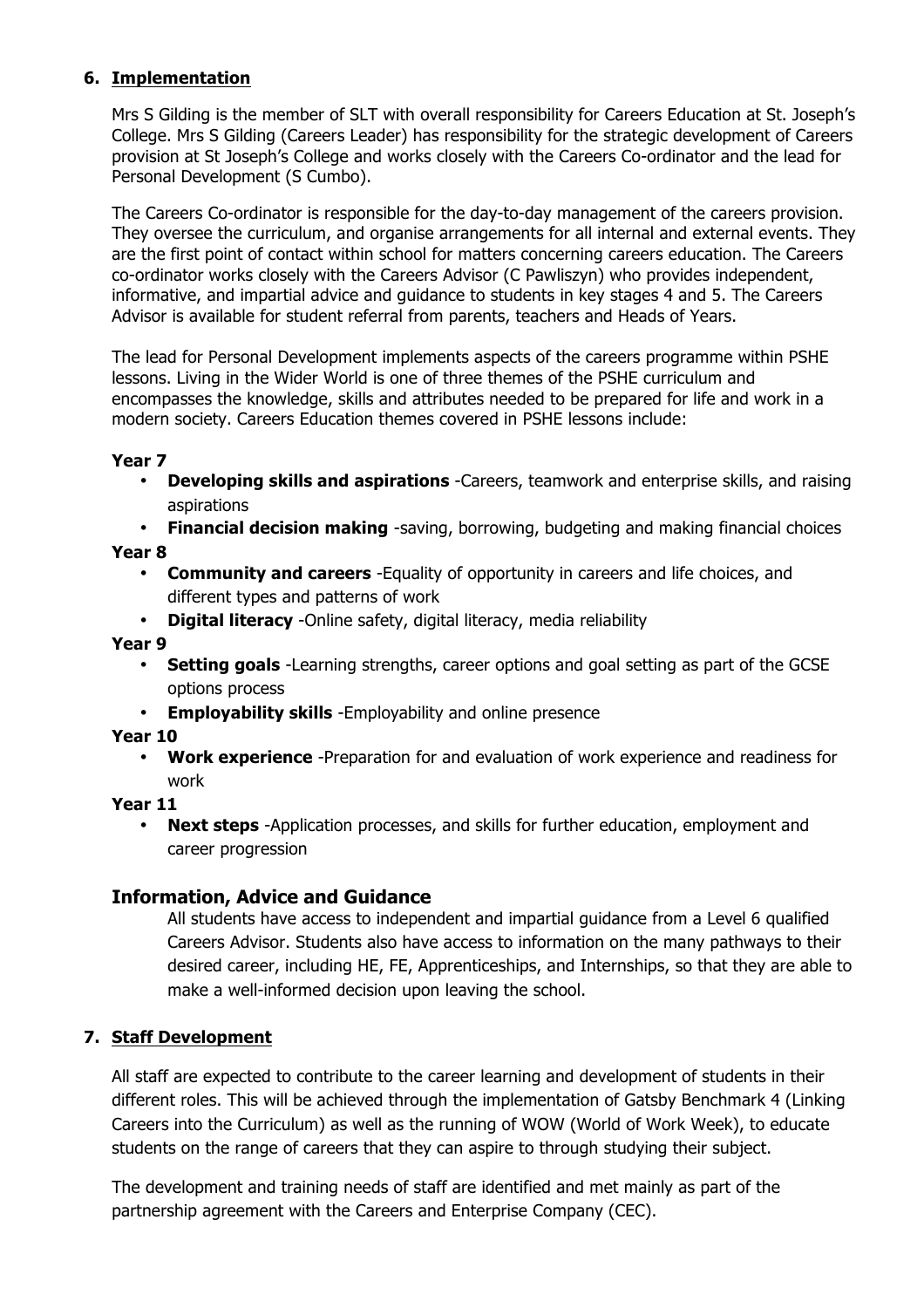## 6. Implementation

Mrs S Gilding is the member of SLT with overall responsibility for Careers Education at St. Joseph's College. Mrs S Gilding (Careers Leader) has responsibility for the strategic development of Careers provision at St Joseph's College and works closely with the Careers Co-ordinator and the lead for Personal Development (S Cumbo).

The Careers Co-ordinator is responsible for the day-to-day management of the careers provision. They oversee the curriculum, and organise arrangements for all internal and external events. They are the first point of contact within school for matters concerning careers education. The Careers co-ordinator works closely with the Careers Advisor (C Pawliszyn) who provides independent, informative, and impartial advice and guidance to students in key stages 4 and 5. The Careers Advisor is available for student referral from parents, teachers and Heads of Years.

The lead for Personal Development implements aspects of the careers programme within PSHE lessons. Living in the Wider World is one of three themes of the PSHE curriculum and encompasses the knowledge, skills and attributes needed to be prepared for life and work in a modern society. Careers Education themes covered in PSHE lessons include:

**Year 7**

- **Developing skills and aspirations** -Careers, teamwork and enterprise skills, and raising aspirations
- **Financial decision making** -saving, borrowing, budgeting and making financial choices

**Year 8**

- **Community and careers** -Equality of opportunity in careers and life choices, and different types and patterns of work
- **Digital literacy** -Online safety, digital literacy, media reliability

**Year 9**

- **Setting goals** -Learning strengths, career options and goal setting as part of the GCSE options process
- **Employability skills** -Employability and online presence

**Year 10**

- **Work experience** -Preparation for and evaluation of work experience and readiness for work

**Year 11**

- **Next steps** -Application processes, and skills for further education, employment and career progression

### Information, Advice and Guidance

All students have access to independent and impartial guidance from a Level 6 qualified Careers Advisor. Students also have access to information on the many pathways to their desired career, including HE, FE, Apprenticeships, and Internships, so that they are able to make a well-informed decision upon leaving the school.

## 7. Staff Development

All staff are expected to contribute to the career learning and development of students in their different roles. This will be achieved through the implementation of Gatsby Benchmark 4 (Linking Careers into the Curriculum) as well as the running of WOW (World of Work Week), to educate students on the range of careers that they can aspire to through studying their subject.

The development and training needs of staff are identified and met mainly as part of the partnership agreement with the Careers and Enterprise Company (CEC).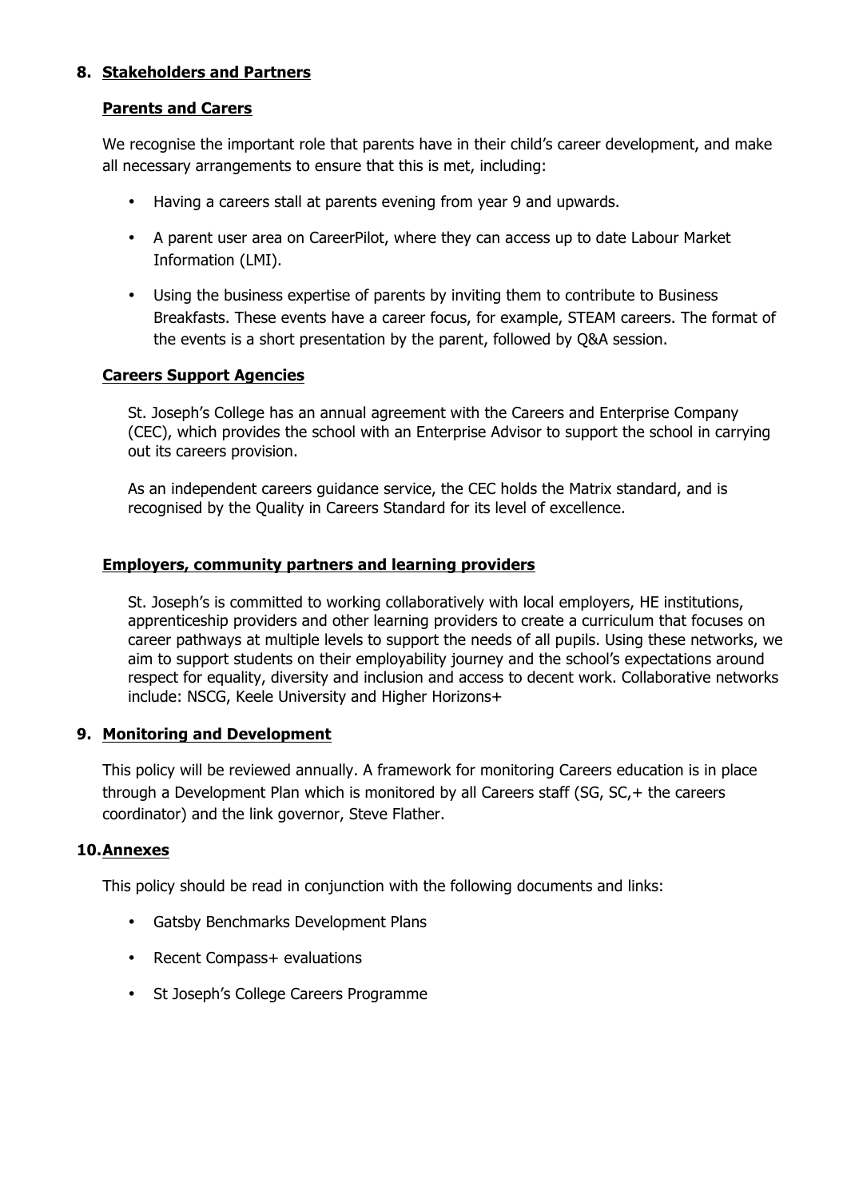## 8. Stakeholders and Partners

### Parents and Carers

We recognise the important role that parents have in their child's career development, and make all necessary arrangements to ensure that this is met, including:

- Having a careers stall at parents evening from year 9 and upwards.
- A parent user area on CareerPilot, where they can access up to date Labour Market Information (LMI).
- Using the business expertise of parents by inviting them to contribute to Business Breakfasts. These events have a career focus, for example, STEAM careers. The format of the events is a short presentation by the parent, followed by Q&A session.

### Careers Support Agencies

St. Joseph's College has an annual agreement with the Careers and Enterprise Company (CEC), which provides the school with an Enterprise Advisor to support the school in carrying out its careers provision.

As an independent careers guidance service, the CEC holds the Matrix standard, and is recognised by the Quality in Careers Standard for its level of excellence.

### Employers, community partners and learning providers

St. Joseph's is committed to working collaboratively with local employers, HE institutions, apprenticeship providers and other learning providers to create a curriculum that focuses on career pathways at multiple levels to support the needs of all pupils. Using these networks, we aim to support students on their employability journey and the school's expectations around respect for equality, diversity and inclusion and access to decent work. Collaborative networks include: NSCG, Keele University and Higher Horizons+

## 9. Monitoring and Development

This policy will be reviewed annually. A framework for monitoring Careers education is in place through a Development Plan which is monitored by all Careers staff (SG, SC,+ the careers coordinator) and the link governor, Steve Flather.

## 10. Annexes

This policy should be read in conjunction with the following documents and links:

- Gatsby Benchmarks Development Plans
- Recent Compass+ evaluations
- St Joseph's College Careers Programme